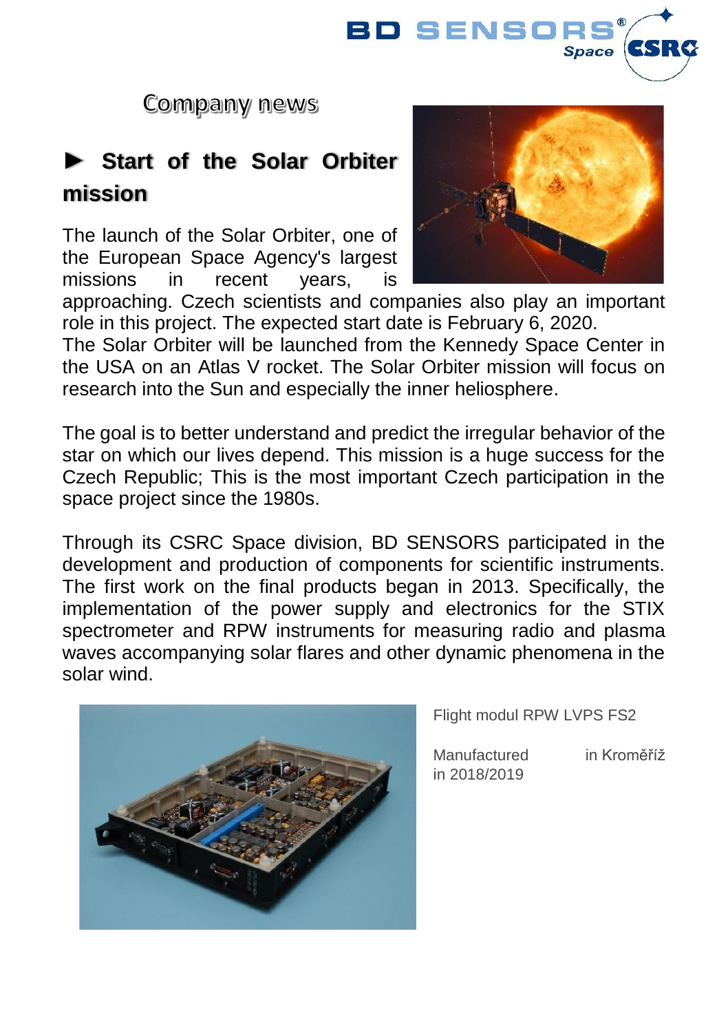Company news

## ► Start of the Solar Orbiter mission

The launch of the Solar Orbiter, one of the European Space Agency's largest missions in recent years, is approaching. Czech scientists and companies also play an important role in this project. The expected start date is February 6, 2020.
The Solar Orbiter will be launched from the Kennedy Space Center in the USA on an Atlas V rocket. The Solar Orbiter mission will focus on research into the Sun and especially the inner heliosphere.

The goal is to better understand and predict the irregular behavior of the star on which our lives depend. This mission is a huge success for the Czech Republic; This is the most important Czech participation in the space project since the 1980s.

Through its CSRC Space division, BD SENSORS participated in the development and production of components for scientific instruments. The first work on the final products began in 2013. Specifically, the implementation of the power supply and electronics for the STIX spectrometer and RPW instruments for measuring radio and plasma waves accompanying solar flares and other dynamic phenomena in the solar wind.

Flight modul RPW LVPS FS2

Manufactured in Kroměříž in 2018/2019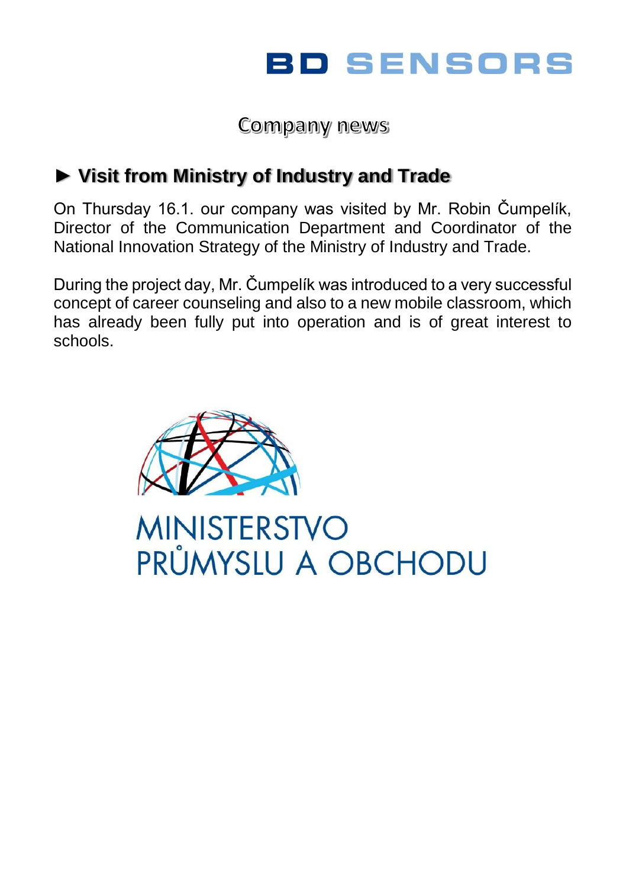BD SENSORS

Company news

## ► Visit from Ministry of Industry and Trade

On Thursday 16.1. our company was visited by Mr. Robin Čumpelík, Director of the Communication Department and Coordinator of the National Innovation Strategy of the Ministry of Industry and Trade.

During the project day, Mr. Čumpelík was introduced to a very successful concept of career counseling and also to a new mobile classroom, which has already been fully put into operation and is of great interest to schools.

MINISTERSTVO PRŮMYSLU A OBCHODU